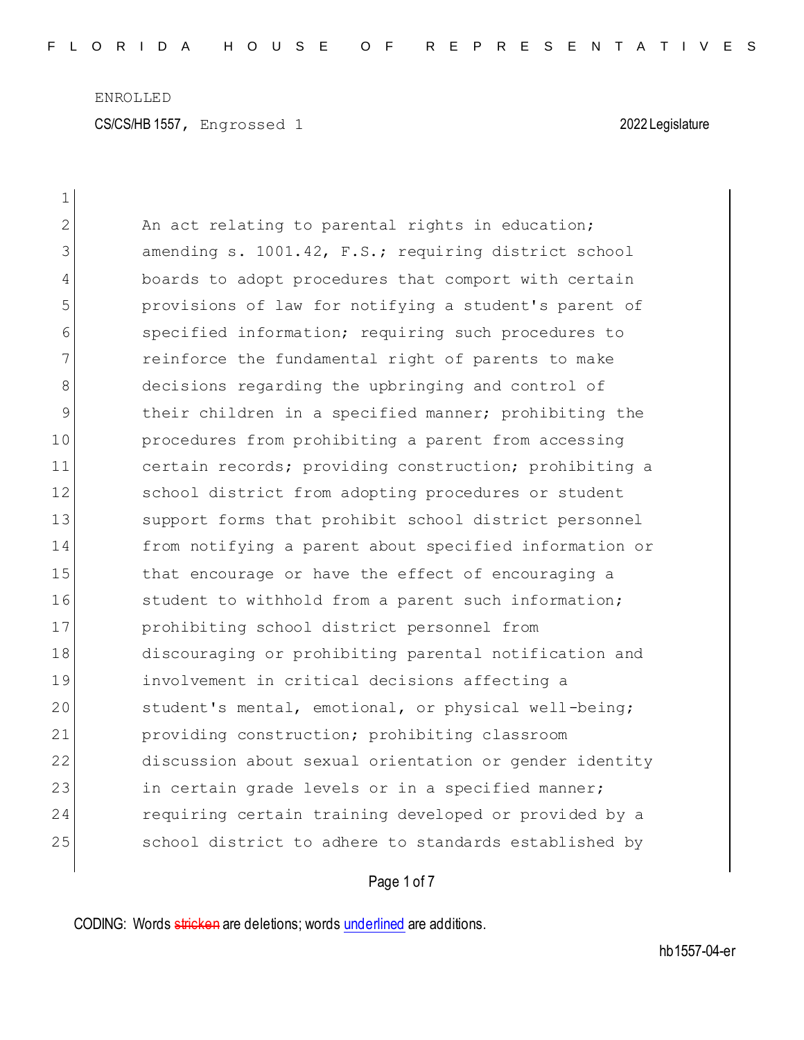ENROLLED

CS/CS/HB 1557, Engrossed 1 — 2022 Legislature

An act relating to parental rights in education; amending s. 1001.42, F.S.; requiring district school boards to adopt procedures that comport with certain provisions of law for notifying a student's parent of specified information; requiring such procedures to reinforce the fundamental right of parents to make decisions regarding the upbringing and control of their children in a specified manner; prohibiting the procedures from prohibiting a parent from accessing certain records; providing construction; prohibiting a school district from adopting procedures or student support forms that prohibit school district personnel from notifying a parent about specified information or that encourage or have the effect of encouraging a student to withhold from a parent such information; prohibiting school district personnel from discouraging or prohibiting parental notification and involvement in critical decisions affecting a student's mental, emotional, or physical well-being; providing construction; prohibiting classroom discussion about sexual orientation or gender identity in certain grade levels or in a specified manner; requiring certain training developed or provided by a school district to adhere to standards established by

CODING: Words ~~stricken~~ are deletions; words underlined are additions.

hb1557-04-er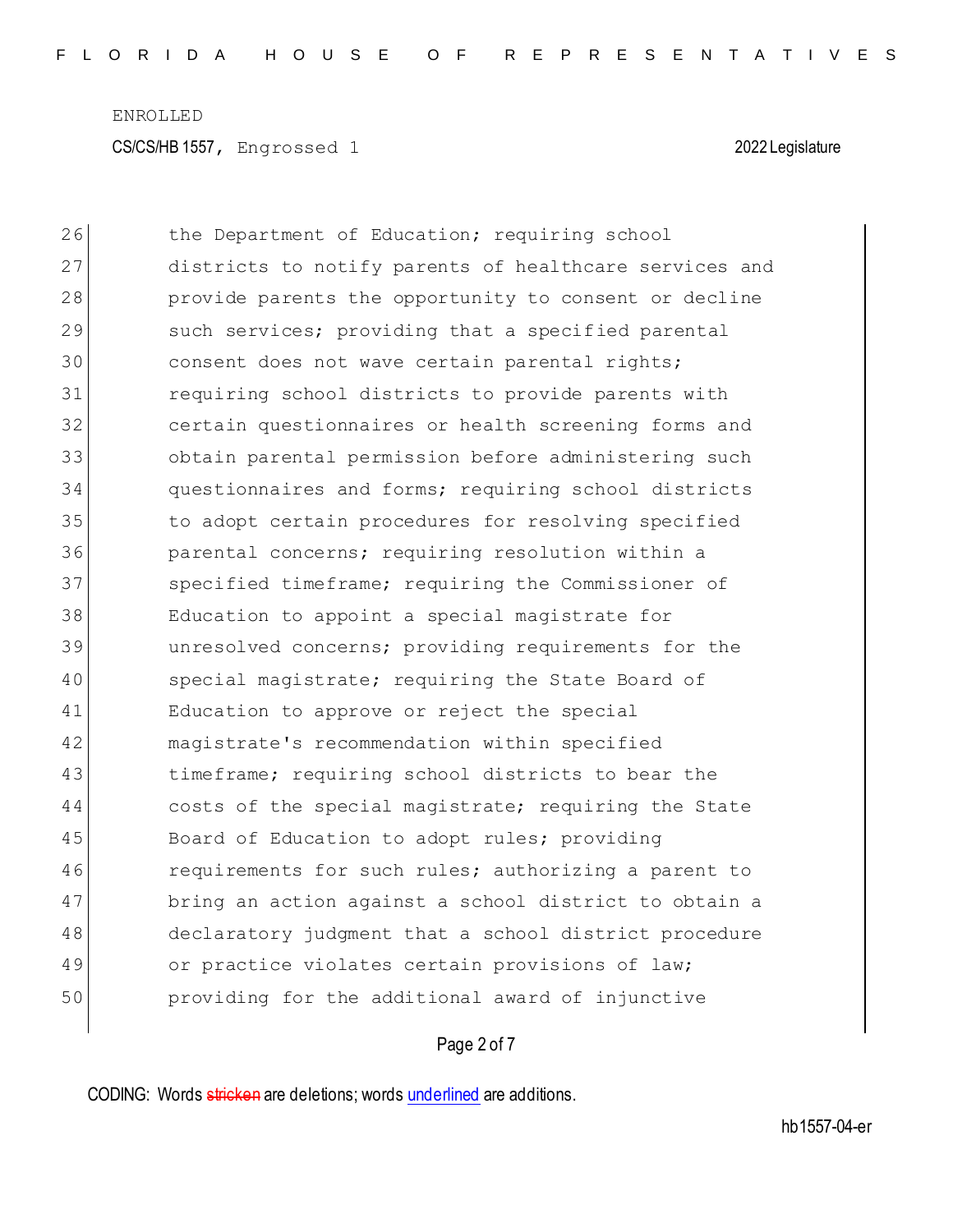ENROLLED

CS/CS/HB 1557, Engrossed 1 2022 Legislature

26 the Department of Education; requiring school
27 districts to notify parents of healthcare services and
28 provide parents the opportunity to consent or decline
29 such services; providing that a specified parental
30 consent does not wave certain parental rights;
31 requiring school districts to provide parents with
32 certain questionnaires or health screening forms and
33 obtain parental permission before administering such
34 questionnaires and forms; requiring school districts
35 to adopt certain procedures for resolving specified
36 parental concerns; requiring resolution within a
37 specified timeframe; requiring the Commissioner of
38 Education to appoint a special magistrate for
39 unresolved concerns; providing requirements for the
40 special magistrate; requiring the State Board of
41 Education to approve or reject the special
42 magistrate's recommendation within specified
43 timeframe; requiring school districts to bear the
44 costs of the special magistrate; requiring the State
45 Board of Education to adopt rules; providing
46 requirements for such rules; authorizing a parent to
47 bring an action against a school district to obtain a
48 declaratory judgment that a school district procedure
49 or practice violates certain provisions of law;
50 providing for the additional award of injunctive

CODING: Words stricken are deletions; words underlined are additions.

hb1557-04-er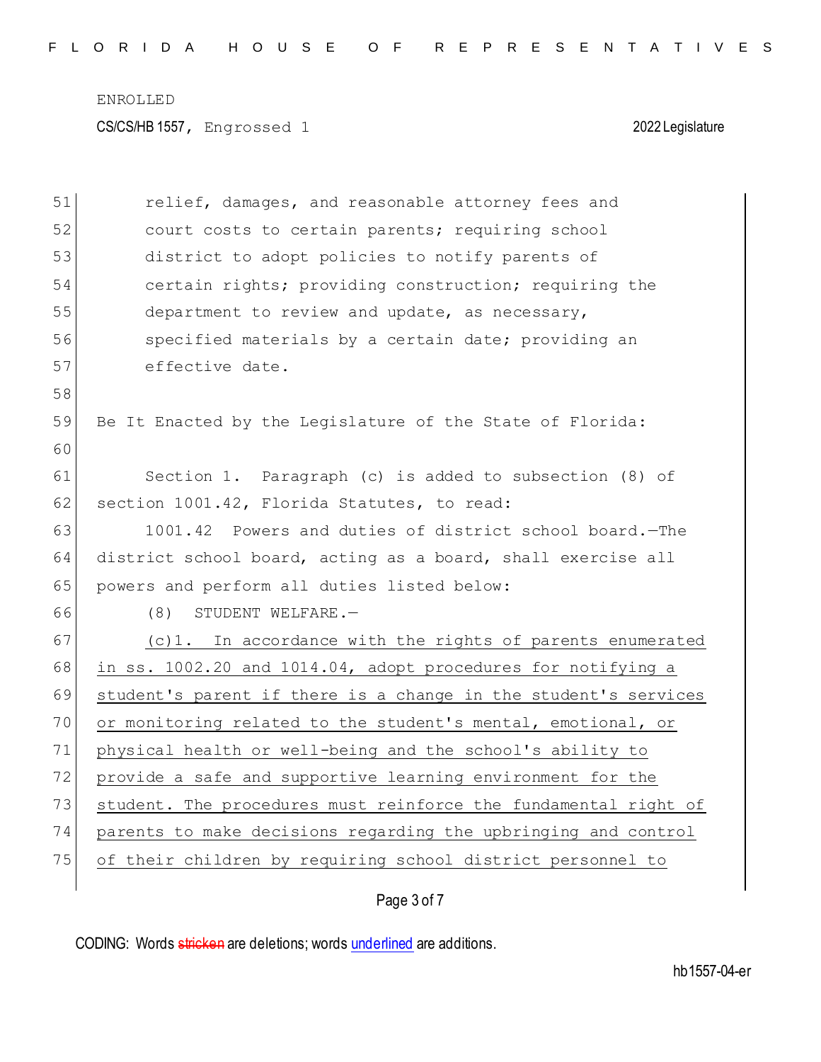relief, damages, and reasonable attorney fees and court costs to certain parents; requiring school district to adopt policies to notify parents of certain rights; providing construction; requiring the department to review and update, as necessary, specified materials by a certain date; providing an effective date.

Be It Enacted by the Legislature of the State of Florida:

Section 1. Paragraph (c) is added to subsection (8) of section 1001.42, Florida Statutes, to read:

1001.42 Powers and duties of district school board.—The district school board, acting as a board, shall exercise all powers and perform all duties listed below:

(8) STUDENT WELFARE.—

<u>(c)1. In accordance with the rights of parents enumerated in ss. 1002.20 and 1014.04, adopt procedures for notifying a student's parent if there is a change in the student's services or monitoring related to the student's mental, emotional, or physical health or well-being and the school's ability to provide a safe and supportive learning environment for the student. The procedures must reinforce the fundamental right of parents to make decisions regarding the upbringing and control of their children by requiring school district personnel to</u>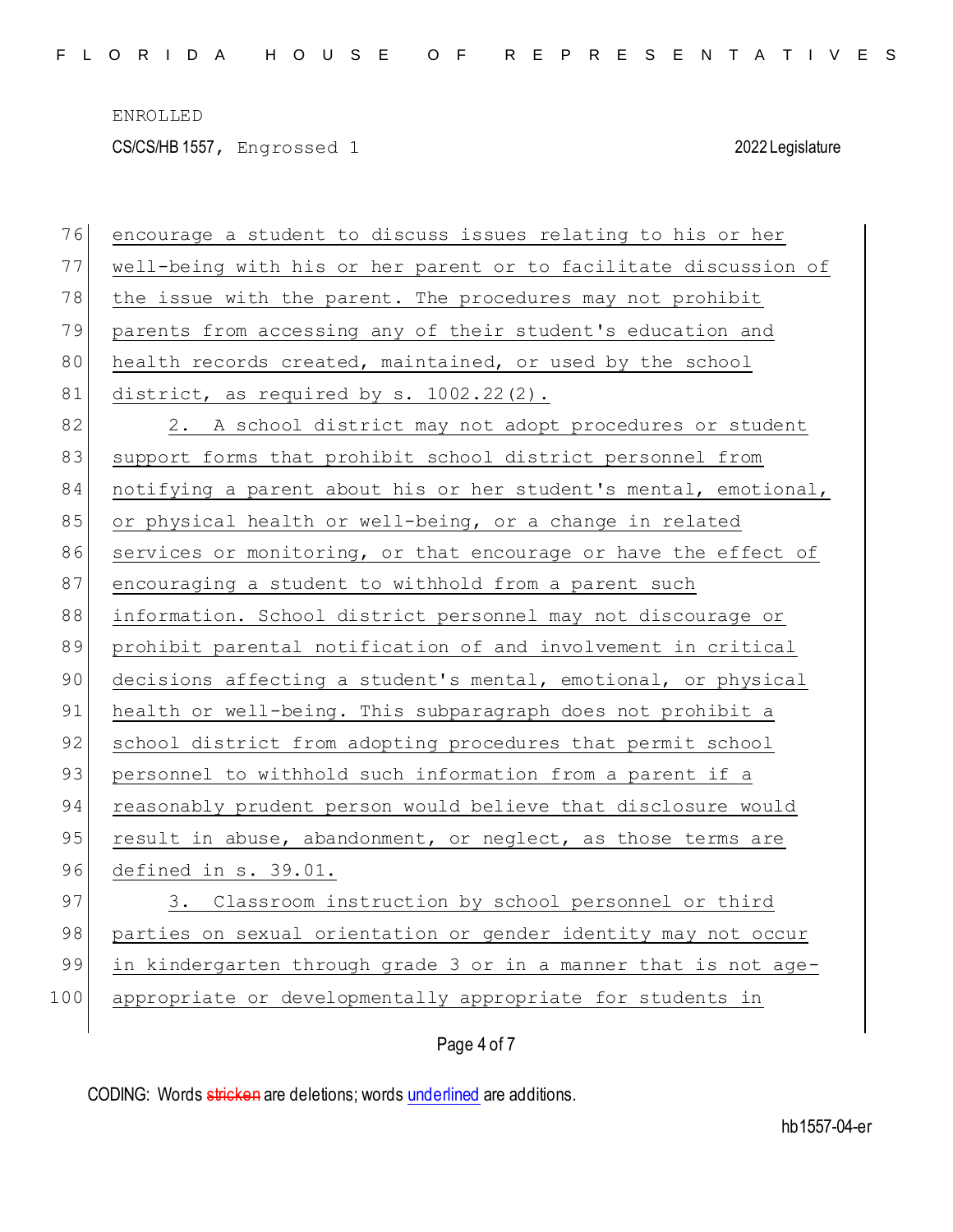encourage a student to discuss issues relating to his or her well-being with his or her parent or to facilitate discussion of the issue with the parent. The procedures may not prohibit parents from accessing any of their student's education and health records created, maintained, or used by the school district, as required by s. 1002.22(2).

2. A school district may not adopt procedures or student support forms that prohibit school district personnel from notifying a parent about his or her student's mental, emotional, or physical health or well-being, or a change in related services or monitoring, or that encourage or have the effect of encouraging a student to withhold from a parent such information. School district personnel may not discourage or prohibit parental notification of and involvement in critical decisions affecting a student's mental, emotional, or physical health or well-being. This subparagraph does not prohibit a school district from adopting procedures that permit school personnel to withhold such information from a parent if a reasonably prudent person would believe that disclosure would result in abuse, abandonment, or neglect, as those terms are defined in s. 39.01.

3. Classroom instruction by school personnel or third parties on sexual orientation or gender identity may not occur in kindergarten through grade 3 or in a manner that is not age-appropriate or developmentally appropriate for students in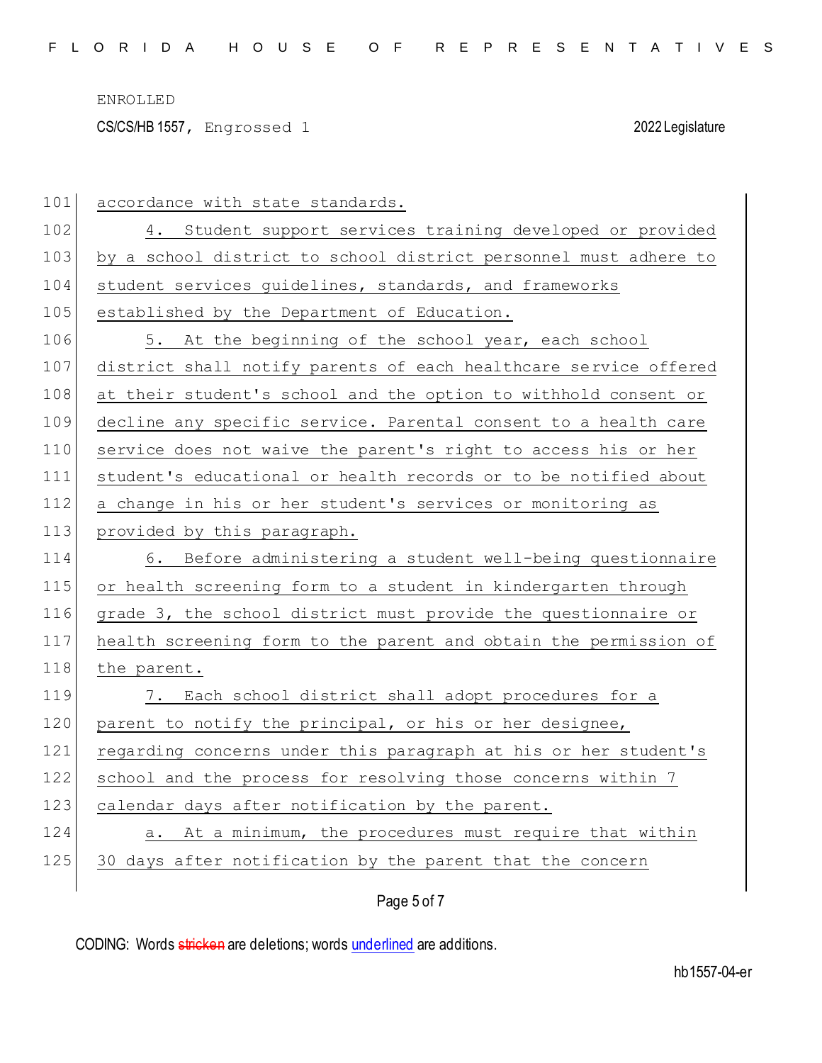accordance with state standards.

4. Student support services training developed or provided by a school district to school district personnel must adhere to student services guidelines, standards, and frameworks established by the Department of Education.

5. At the beginning of the school year, each school district shall notify parents of each healthcare service offered at their student's school and the option to withhold consent or decline any specific service. Parental consent to a health care service does not waive the parent's right to access his or her student's educational or health records or to be notified about a change in his or her student's services or monitoring as provided by this paragraph.

6. Before administering a student well-being questionnaire or health screening form to a student in kindergarten through grade 3, the school district must provide the questionnaire or health screening form to the parent and obtain the permission of the parent.

7. Each school district shall adopt procedures for a parent to notify the principal, or his or her designee, regarding concerns under this paragraph at his or her student's school and the process for resolving those concerns within 7 calendar days after notification by the parent.

a. At a minimum, the procedures must require that within 30 days after notification by the parent that the concern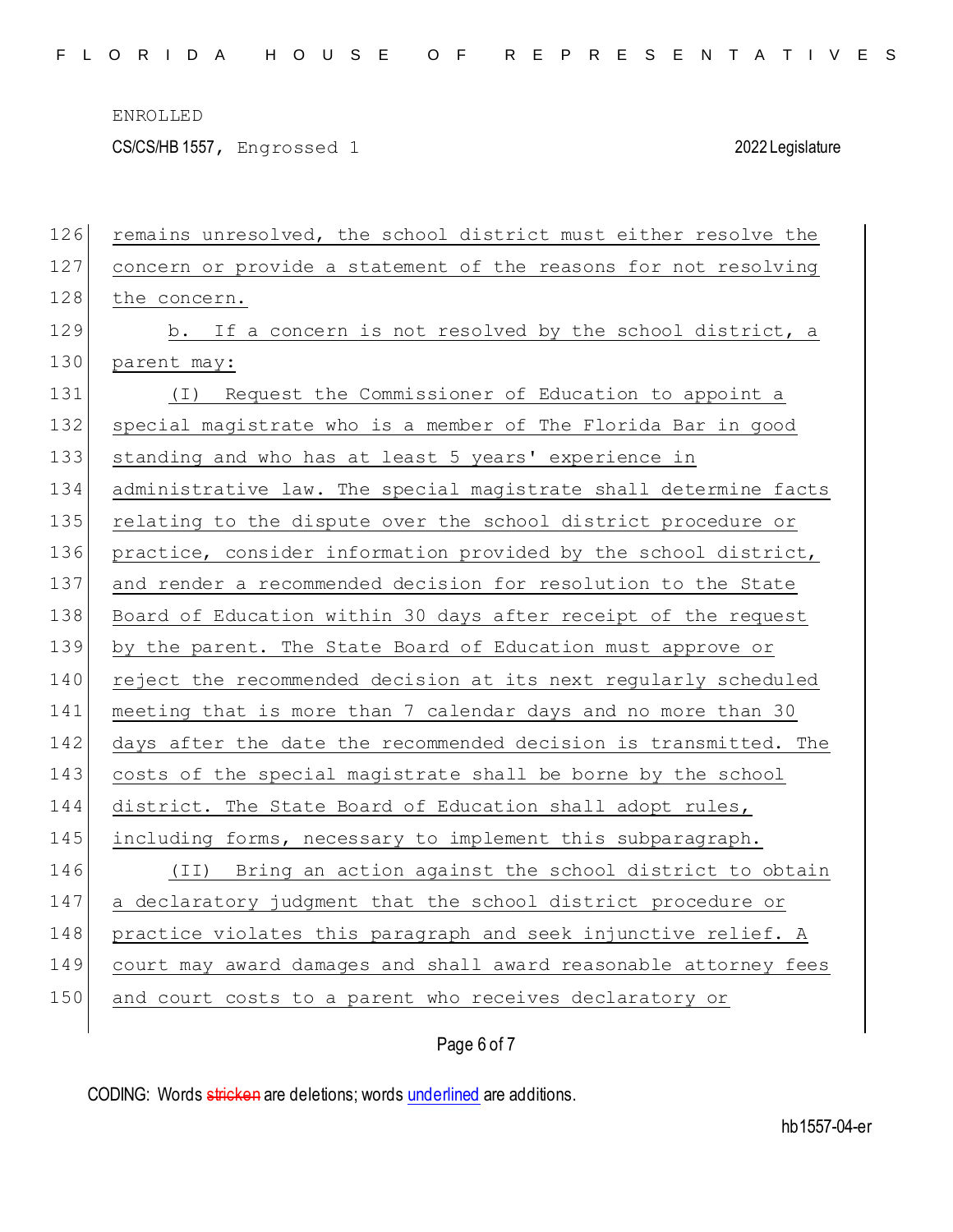remains unresolved, the school district must either resolve the concern or provide a statement of the reasons for not resolving the concern.

b. If a concern is not resolved by the school district, a parent may:

(I) Request the Commissioner of Education to appoint a special magistrate who is a member of The Florida Bar in good standing and who has at least 5 years' experience in administrative law. The special magistrate shall determine facts relating to the dispute over the school district procedure or practice, consider information provided by the school district, and render a recommended decision for resolution to the State Board of Education within 30 days after receipt of the request by the parent. The State Board of Education must approve or reject the recommended decision at its next regularly scheduled meeting that is more than 7 calendar days and no more than 30 days after the date the recommended decision is transmitted. The costs of the special magistrate shall be borne by the school district. The State Board of Education shall adopt rules, including forms, necessary to implement this subparagraph.

(II) Bring an action against the school district to obtain a declaratory judgment that the school district procedure or practice violates this paragraph and seek injunctive relief. A court may award damages and shall award reasonable attorney fees and court costs to a parent who receives declaratory or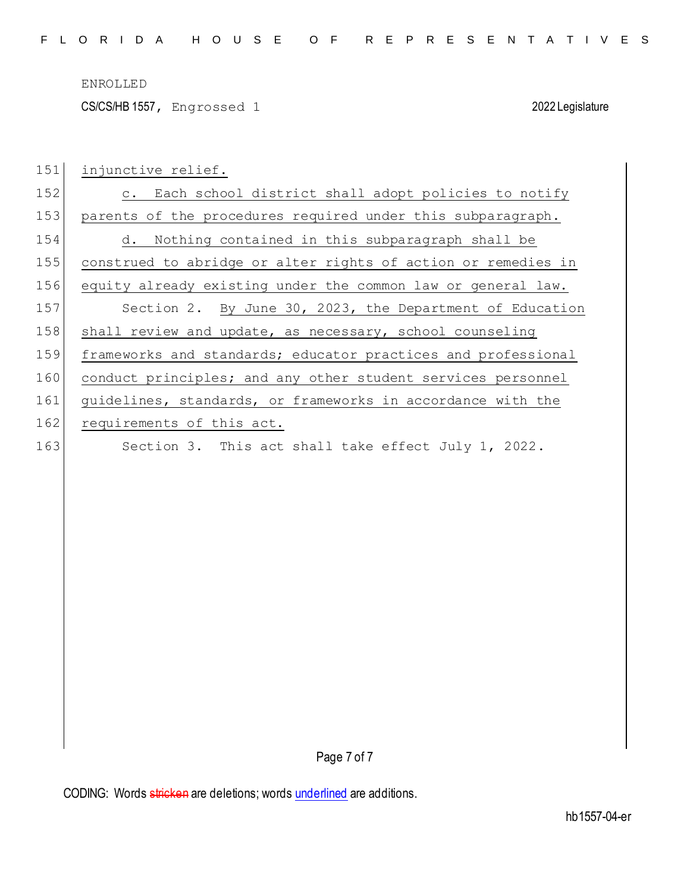151 injunctive relief.

152 c. Each school district shall adopt policies to notify

153 parents of the procedures required under this subparagraph.

154 d. Nothing contained in this subparagraph shall be

155 construed to abridge or alter rights of action or remedies in

156 equity already existing under the common law or general law.

157 Section 2. By June 30, 2023, the Department of Education

158 shall review and update, as necessary, school counseling

159 frameworks and standards; educator practices and professional

160 conduct principles; and any other student services personnel

161 guidelines, standards, or frameworks in accordance with the

162 requirements of this act.

163 Section 3. This act shall take effect July 1, 2022.

CODING: Words ~~stricken~~ are deletions; words underlined are additions.